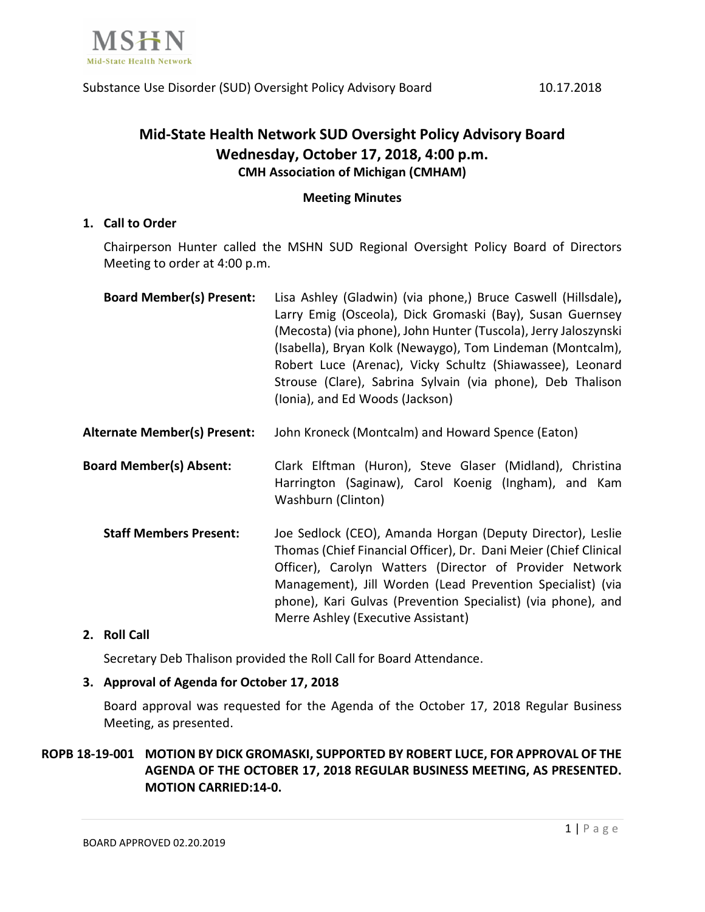# Mid-State Health Network SUD Oversight Policy Advisory Board

## Wednesday, October 17, 2018, 4:00 p.m.

### CMH Association of Michigan (CMHAM)

**Meeting Minutes**

**1. Call to Order**

Chairperson Hunter called the MSHN SUD Regional Oversight Policy Board of Directors Meeting to order at 4:00 p.m.

**Board Member(s) Present:** Lisa Ashley (Gladwin) (via phone,) Bruce Caswell (Hillsdale)**,** Larry Emig (Osceola), Dick Gromaski (Bay), Susan Guernsey (Mecosta) (via phone), John Hunter (Tuscola), Jerry Jaloszynski (Isabella), Bryan Kolk (Newaygo), Tom Lindeman (Montcalm), Robert Luce (Arenac), Vicky Schultz (Shiawassee), Leonard Strouse (Clare), Sabrina Sylvain (via phone), Deb Thalison (Ionia), and Ed Woods (Jackson)

**Alternate Member(s) Present:** John Kroneck (Montcalm) and Howard Spence (Eaton)

**Board Member(s) Absent:** Clark Elftman (Huron), Steve Glaser (Midland), Christina Harrington (Saginaw), Carol Koenig (Ingham), and Kam Washburn (Clinton)

**Staff Members Present:** Joe Sedlock (CEO), Amanda Horgan (Deputy Director), Leslie Thomas (Chief Financial Officer), Dr. Dani Meier (Chief Clinical Officer), Carolyn Watters (Director of Provider Network Management), Jill Worden (Lead Prevention Specialist) (via phone), Kari Gulvas (Prevention Specialist) (via phone), and Merre Ashley (Executive Assistant)

**2. Roll Call**

Secretary Deb Thalison provided the Roll Call for Board Attendance.

**3. Approval of Agenda for October 17, 2018**

Board approval was requested for the Agenda of the October 17, 2018 Regular Business Meeting, as presented.

**ROPB 18-19-001 MOTION BY DICK GROMASKI, SUPPORTED BY ROBERT LUCE, FOR APPROVAL OF THE AGENDA OF THE OCTOBER 17, 2018 REGULAR BUSINESS MEETING, AS PRESENTED. MOTION CARRIED:14-0.**

BOARD APPROVED 02.20.2019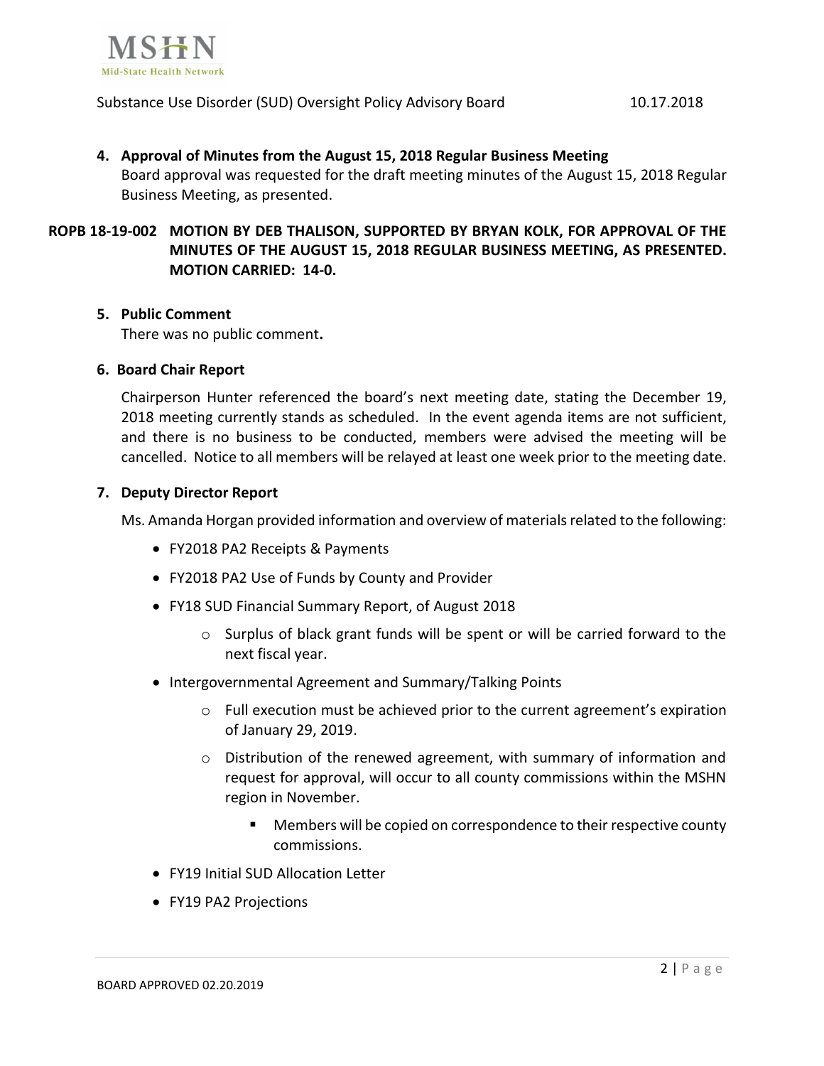**4. Approval of Minutes from the August 15, 2018 Regular Business Meeting**

Board approval was requested for the draft meeting minutes of the August 15, 2018 Regular Business Meeting, as presented.

**ROPB 18-19-002 MOTION BY DEB THALISON, SUPPORTED BY BRYAN KOLK, FOR APPROVAL OF THE MINUTES OF THE AUGUST 15, 2018 REGULAR BUSINESS MEETING, AS PRESENTED. MOTION CARRIED: 14-0.**

**5. Public Comment**

There was no public comment**.**

**6. Board Chair Report**

Chairperson Hunter referenced the board's next meeting date, stating the December 19, 2018 meeting currently stands as scheduled. In the event agenda items are not sufficient, and there is no business to be conducted, members were advised the meeting will be cancelled. Notice to all members will be relayed at least one week prior to the meeting date.

**7. Deputy Director Report**

Ms. Amanda Horgan provided information and overview of materials related to the following:

- FY2018 PA2 Receipts & Payments
- FY2018 PA2 Use of Funds by County and Provider
- FY18 SUD Financial Summary Report, of August 2018
  - Surplus of black grant funds will be spent or will be carried forward to the next fiscal year.
- Intergovernmental Agreement and Summary/Talking Points
  - Full execution must be achieved prior to the current agreement's expiration of January 29, 2019.
  - Distribution of the renewed agreement, with summary of information and request for approval, will occur to all county commissions within the MSHN region in November.
    - Members will be copied on correspondence to their respective county commissions.
- FY19 Initial SUD Allocation Letter
- FY19 PA2 Projections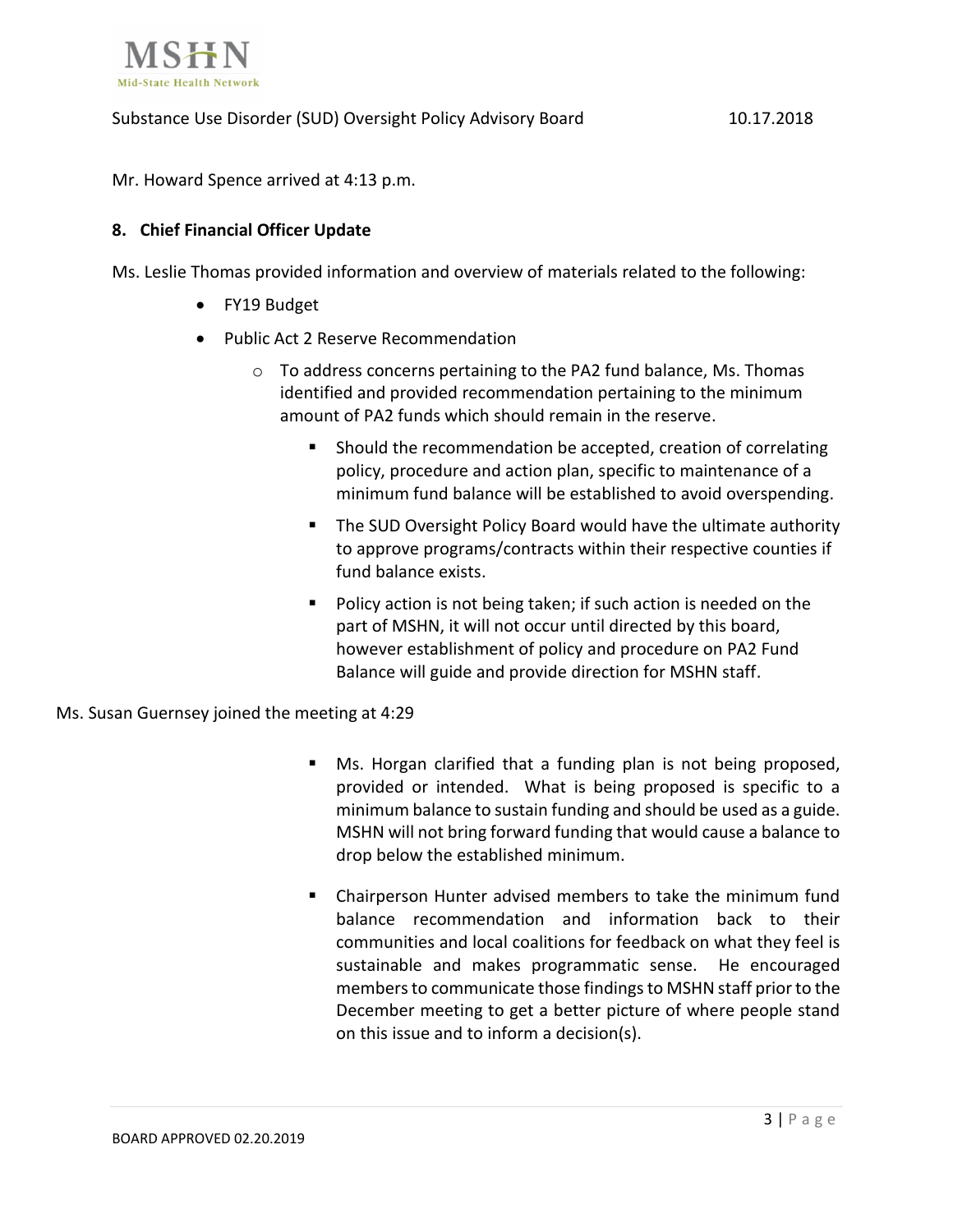Mr. Howard Spence arrived at 4:13 p.m.

**8. Chief Financial Officer Update**

Ms. Leslie Thomas provided information and overview of materials related to the following:

- FY19 Budget
- Public Act 2 Reserve Recommendation
  - To address concerns pertaining to the PA2 fund balance, Ms. Thomas identified and provided recommendation pertaining to the minimum amount of PA2 funds which should remain in the reserve.
    - Should the recommendation be accepted, creation of correlating policy, procedure and action plan, specific to maintenance of a minimum fund balance will be established to avoid overspending.
    - The SUD Oversight Policy Board would have the ultimate authority to approve programs/contracts within their respective counties if fund balance exists.
    - Policy action is not being taken; if such action is needed on the part of MSHN, it will not occur until directed by this board, however establishment of policy and procedure on PA2 Fund Balance will guide and provide direction for MSHN staff.

Ms. Susan Guernsey joined the meeting at 4:29

- Ms. Horgan clarified that a funding plan is not being proposed, provided or intended. What is being proposed is specific to a minimum balance to sustain funding and should be used as a guide. MSHN will not bring forward funding that would cause a balance to drop below the established minimum.
- Chairperson Hunter advised members to take the minimum fund balance recommendation and information back to their communities and local coalitions for feedback on what they feel is sustainable and makes programmatic sense. He encouraged members to communicate those findings to MSHN staff prior to the December meeting to get a better picture of where people stand on this issue and to inform a decision(s).

BOARD APPROVED 02.20.2019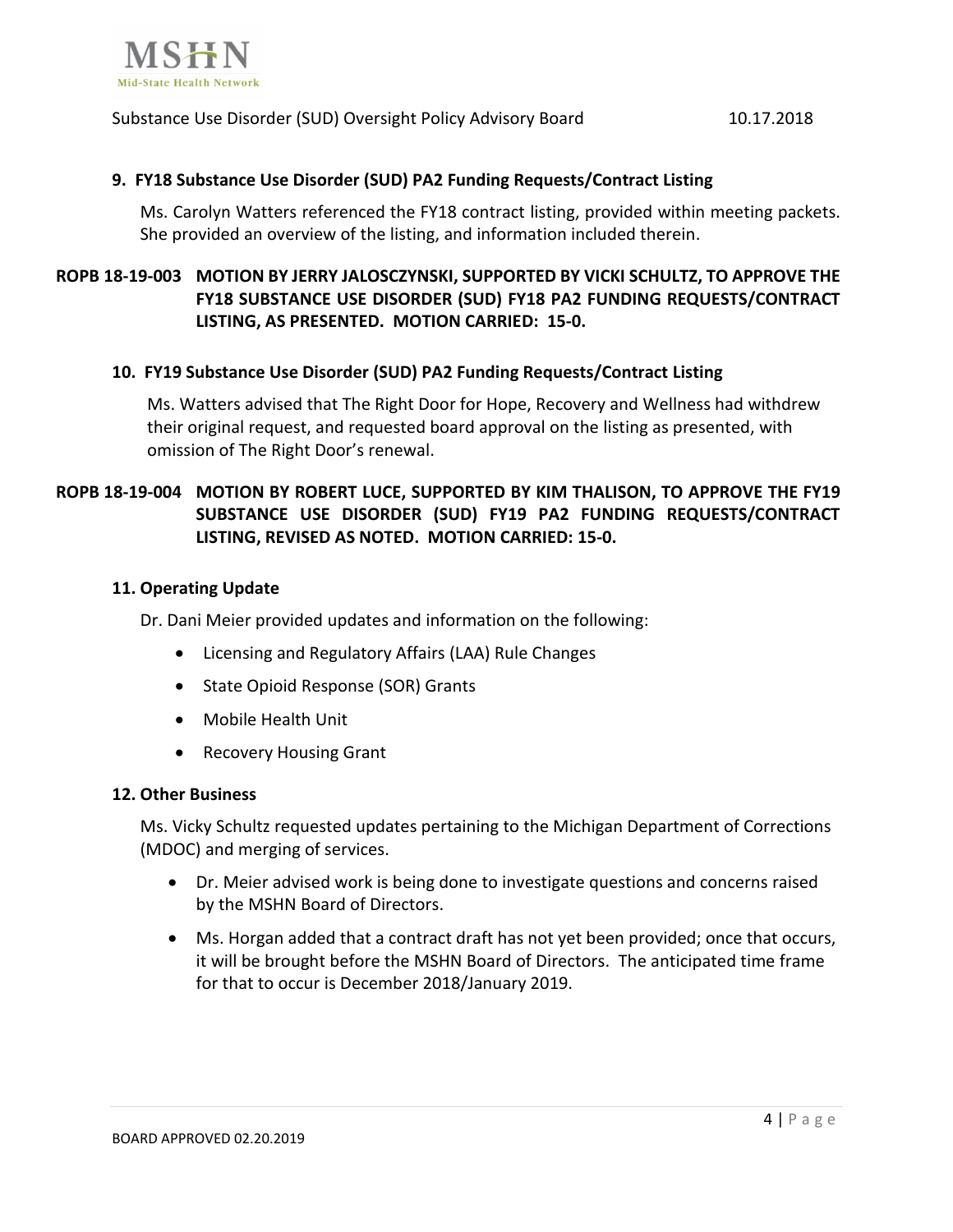### 9. FY18 Substance Use Disorder (SUD) PA2 Funding Requests/Contract Listing

Ms. Carolyn Watters referenced the FY18 contract listing, provided within meeting packets. She provided an overview of the listing, and information included therein.

**ROPB 18-19-003 MOTION BY JERRY JALOSCZYNSKI, SUPPORTED BY VICKI SCHULTZ, TO APPROVE THE FY18 SUBSTANCE USE DISORDER (SUD) FY18 PA2 FUNDING REQUESTS/CONTRACT LISTING, AS PRESENTED. MOTION CARRIED: 15-0.**

### 10. FY19 Substance Use Disorder (SUD) PA2 Funding Requests/Contract Listing

Ms. Watters advised that The Right Door for Hope, Recovery and Wellness had withdrew their original request, and requested board approval on the listing as presented, with omission of The Right Door's renewal.

**ROPB 18-19-004 MOTION BY ROBERT LUCE, SUPPORTED BY KIM THALISON, TO APPROVE THE FY19 SUBSTANCE USE DISORDER (SUD) FY19 PA2 FUNDING REQUESTS/CONTRACT LISTING, REVISED AS NOTED. MOTION CARRIED: 15-0.**

### 11. Operating Update

Dr. Dani Meier provided updates and information on the following:

- Licensing and Regulatory Affairs (LAA) Rule Changes
- State Opioid Response (SOR) Grants
- Mobile Health Unit
- Recovery Housing Grant

### 12. Other Business

Ms. Vicky Schultz requested updates pertaining to the Michigan Department of Corrections (MDOC) and merging of services.

- Dr. Meier advised work is being done to investigate questions and concerns raised by the MSHN Board of Directors.
- Ms. Horgan added that a contract draft has not yet been provided; once that occurs, it will be brought before the MSHN Board of Directors. The anticipated time frame for that to occur is December 2018/January 2019.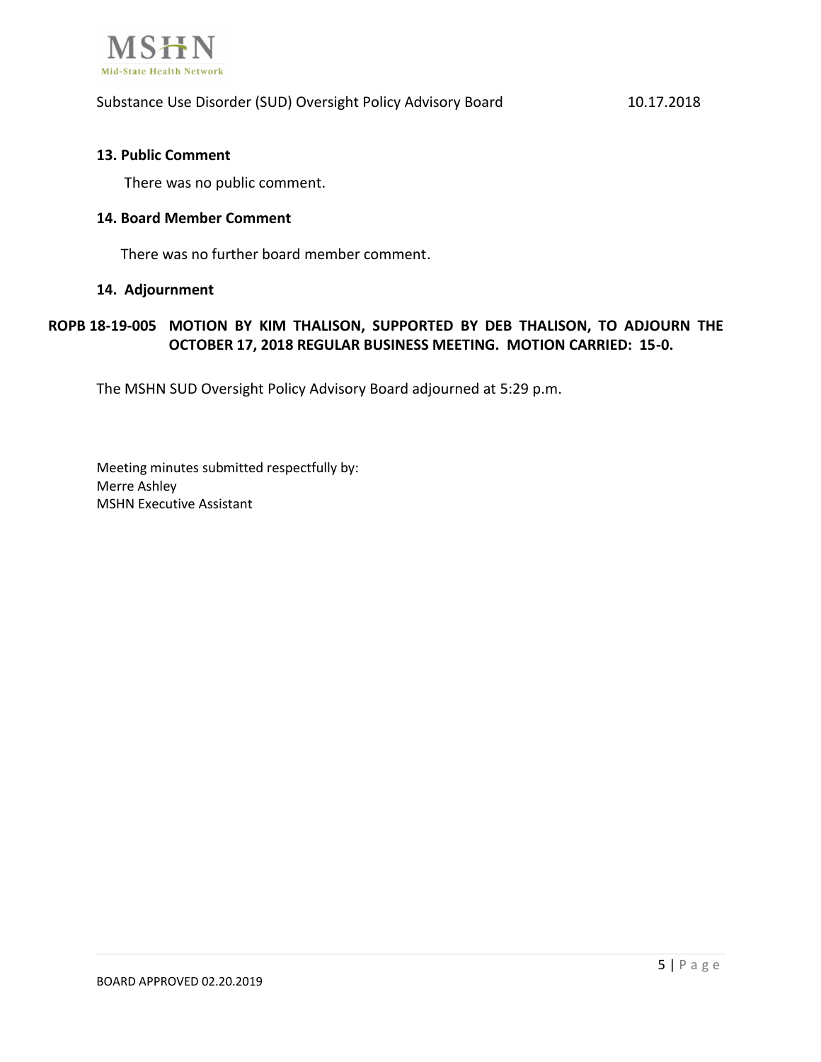### 13. Public Comment

There was no public comment.

### 14. Board Member Comment

There was no further board member comment.

### 14. Adjournment

**ROPB 18-19-005 MOTION BY KIM THALISON, SUPPORTED BY DEB THALISON, TO ADJOURN THE OCTOBER 17, 2018 REGULAR BUSINESS MEETING. MOTION CARRIED: 15-0.**

The MSHN SUD Oversight Policy Advisory Board adjourned at 5:29 p.m.

Meeting minutes submitted respectfully by:
Merre Ashley
MSHN Executive Assistant

BOARD APPROVED 02.20.2019